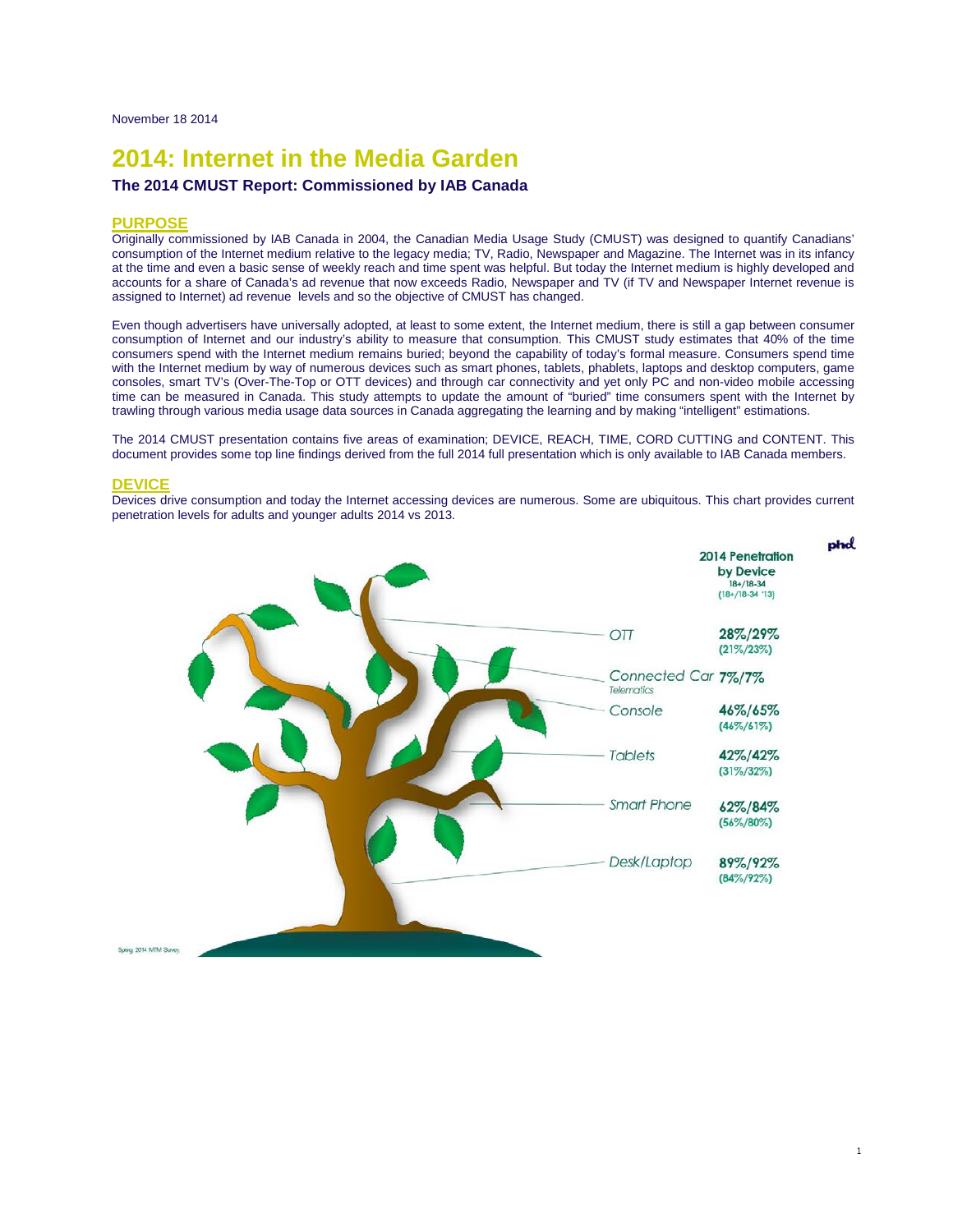November 18 2014

# 2014: Internet in the Media Garden

### The 2014 CMUST Report: Commissioned by IAB Canada

## PURPOSE

Originally commissioned by IAB Canada in 2004, the Canadian Media Usage Study (CMUST) was designed to quantify Canadians' consumption of the Internet medium relative to the legacy media; TV, Radio, Newspaper and Magazine. The Internet was in its infancy at the time and even a basic sense of weekly reach and time spent was helpful. But today the Internet medium is highly developed and accounts for a share of Canada's ad revenue that now exceeds Radio, Newspaper and TV (if TV and Newspaper Internet revenue is assigned to Internet) ad revenue levels and so the objective of CMUST has changed.

Even though advertisers have universally adopted, at least to some extent, the Internet medium, there is still a gap between consumer consumption of Internet and our industry's ability to measure that consumption. This CMUST study estimates that 40% of the time consumers spend with the Internet medium remains buried; beyond the capability of today's formal measure. Consumers spend time with the Internet medium by way of numerous devices such as smart phones, tablets, phablets, laptops and desktop computers, game consoles, smart TV's (Over-The-Top or OTT devices) and through car connectivity and yet only PC and non-video mobile accessing time can be measured in Canada. This study attempts to update the amount of "buried" time consumers spent with the Internet by trawling through various media usage data sources in Canada aggregating the learning and by making "intelligent" estimations.

The 2014 CMUST presentation contains five areas of examination; DEVICE, REACH, TIME, CORD CUTTING and CONTENT. This document provides some top line findings derived from the full 2014 full presentation which is only available to IAB Canada members.

## DEVICE

Devices drive consumption and today the Internet accessing devices are numerous. Some are ubiquitous. This chart provides current penetration levels for adults and younger adults 2014 vs 2013.

| Device | 2014 Penetration by Device 18+/18-34 (18+/18-34 '13) |
|---|---|
| OTT | 28%/29% (21%/23%) |
| Connected Car Telematics | 7%/7% |
| Console | 46%/65% (46%/61%) |
| Tablets | 42%/42% (31%/32%) |
| Smart Phone | 62%/84% (56%/80%) |
| Desk/Laptop | 89%/92% (84%/92%) |

Spring 2014 MTM Survey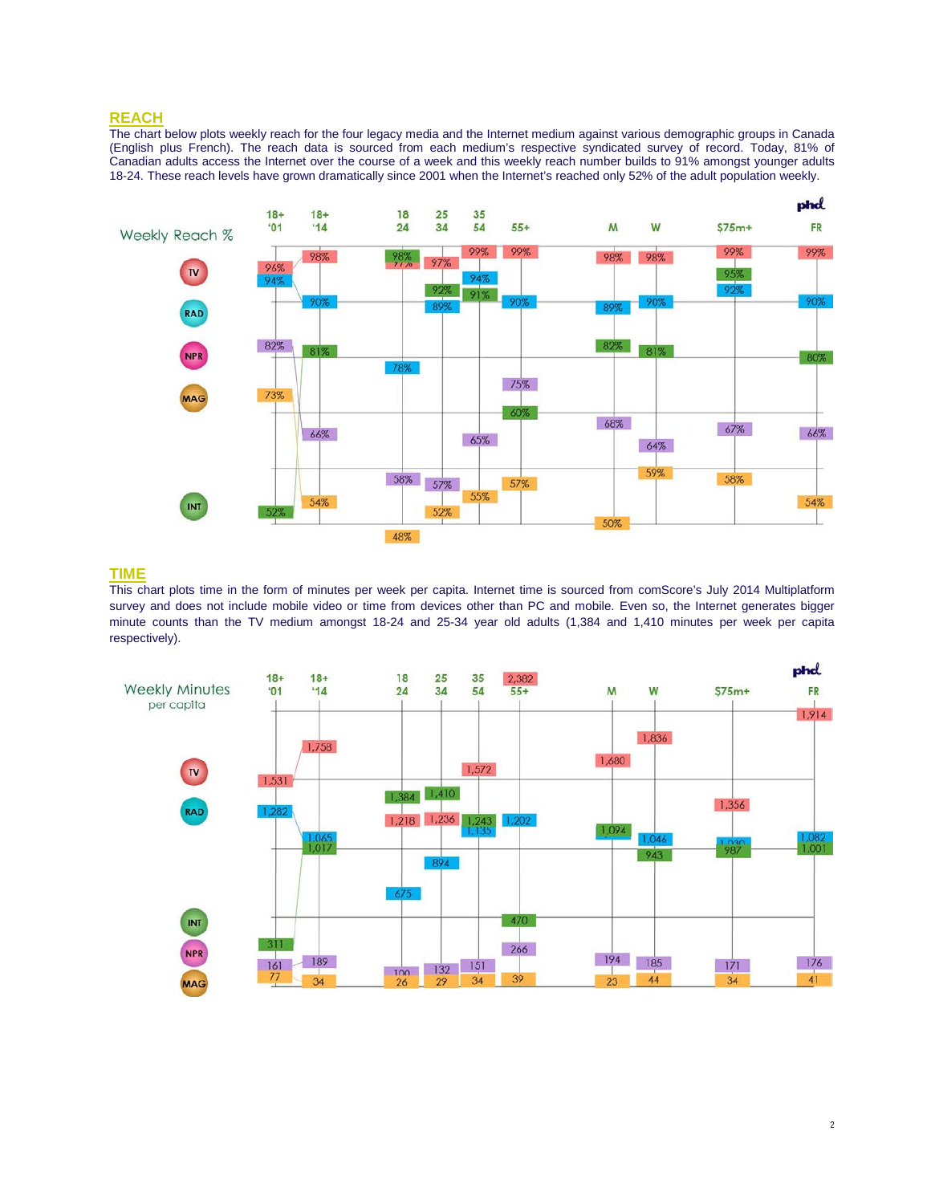## REACH

The chart below plots weekly reach for the four legacy media and the Internet medium against various demographic groups in Canada (English plus French). The reach data is sourced from each medium's respective syndicated survey of record. Today, 81% of Canadian adults access the Internet over the course of a week and this weekly reach number builds to 91% amongst younger adults 18-24. These reach levels have grown dramatically since 2001 when the Internet's reached only 52% of the adult population weekly.

| Weekly Reach % | 18+ '01 | 18+ '14 | 18 24 | 25 34 | 35 54 | 55+ | M | W | $75m+ | FR |
|---|---|---|---|---|---|---|---|---|---|---|
| TV | 96% | 98% | 97% | 97% | 99% | 99% | 98% | 98% | 99% | 99% |
| RAD | 94% | 90% | 78% | 89% | 94% | 90% | 89% | 90% | 92% | 90% |
| NPR | 82% | 66% | 58% | 57% | 65% | 75% | 68% | 64% | 67% | 66% |
| MAG | 73% | 54% | 48% | 52% | 55% | 57% | 50% | 59% | 58% | 54% |
| INT | 52% | 81% | 98% | 92% | 91% | 60% | 82% | 81% | 95% | 80% |

## TIME

This chart plots time in the form of minutes per week per capita. Internet time is sourced from comScore's July 2014 Multiplatform survey and does not include mobile video or time from devices other than PC and mobile. Even so, the Internet generates bigger minute counts than the TV medium amongst 18-24 and 25-34 year old adults (1,384 and 1,410 minutes per week per capita respectively).

| Weekly Minutes per capita | 18+ '01 | 18+ '14 | 18 24 | 25 34 | 35 54 | 55+ | M | W | $75m+ | FR |
|---|---|---|---|---|---|---|---|---|---|---|
| TV | 1,531 | 1,758 | 1,218 | 1,236 | 1,572 | 2,382 | 1,680 | 1,836 | 1,356 | 1,914 |
| RAD | 1,282 | 1,065 | 675 | 894 | 1,135 | 1,202 | 1,094 | 1,046 | 1,030 | 1,082 |
| INT | 311 | 1,017 | 1,384 | 1,410 | 1,243 | 470 | 1,094 | 943 | 987 | 1,001 |
| NPR | 161 | 189 | 100 | 132 | 151 | 266 | 194 | 185 | 171 | 176 |
| MAG | 77 | 34 | 26 | 29 | 34 | 39 | 23 | 44 | 34 | 41 |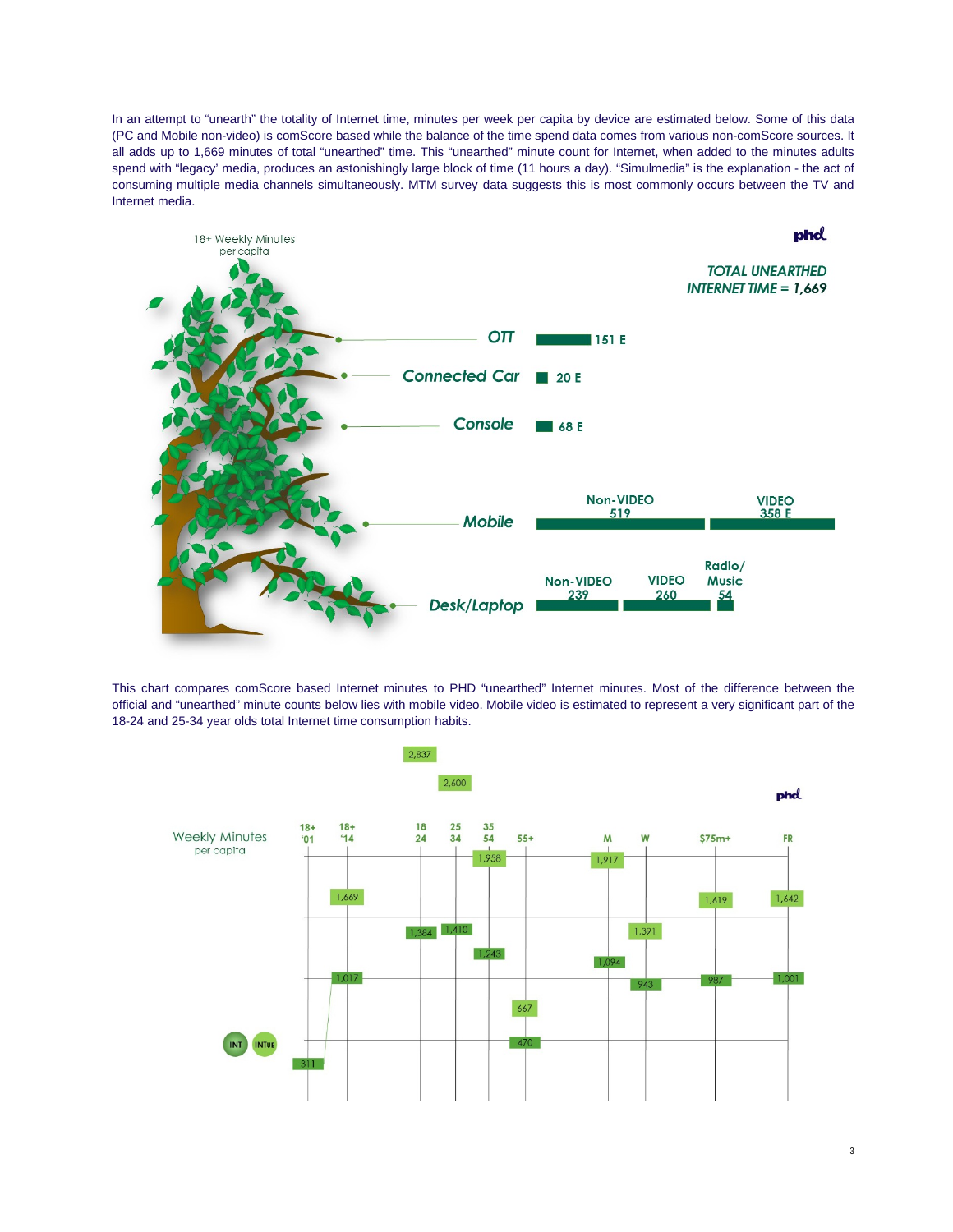In an attempt to "unearth" the totality of Internet time, minutes per week per capita by device are estimated below. Some of this data (PC and Mobile non-video) is comScore based while the balance of the time spend data comes from various non-comScore sources. It all adds up to 1,669 minutes of total "unearthed" time. This "unearthed" minute count for Internet, when added to the minutes adults spend with "legacy' media, produces an astonishingly large block of time (11 hours a day). "Simulmedia" is the explanation - the act of consuming multiple media channels simultaneously. MTM survey data suggests this is most commonly occurs between the TV and Internet media.

18+ Weekly Minutes per capita

**TOTAL UNEARTHED INTERNET TIME = 1,669**

| Device | Minutes |
| --- | --- |
| OTT | 151 E |
| Connected Car | 20 E |
| Console | 68 E |
| Mobile | Non-VIDEO 519; VIDEO 358 E |
| Desk/Laptop | Non-VIDEO 239; VIDEO 260; Radio/Music 54 |

This chart compares comScore based Internet minutes to PHD "unearthed" Internet minutes. Most of the difference between the official and "unearthed" minute counts below lies with mobile video. Mobile video is estimated to represent a very significant part of the 18-24 and 25-34 year olds total Internet time consumption habits.

Weekly Minutes per capita

| | 18+ '01 | 18+ '14 | 18-24 | 25-34 | 35-54 | 55+ | M | W | $75m+ | FR |
| --- | --- | --- | --- | --- | --- | --- | --- | --- | --- | --- |
| INT | 311 | 1,017 | 1,384 | 1,410 | 1,243 | 470 | 1,094 | 943 | 987 | 1,001 |
| INTUE | | 1,669 | 2,837 | 2,600 | 1,958 | 667 | 1,917 | 1,391 | 1,619 | 1,642 |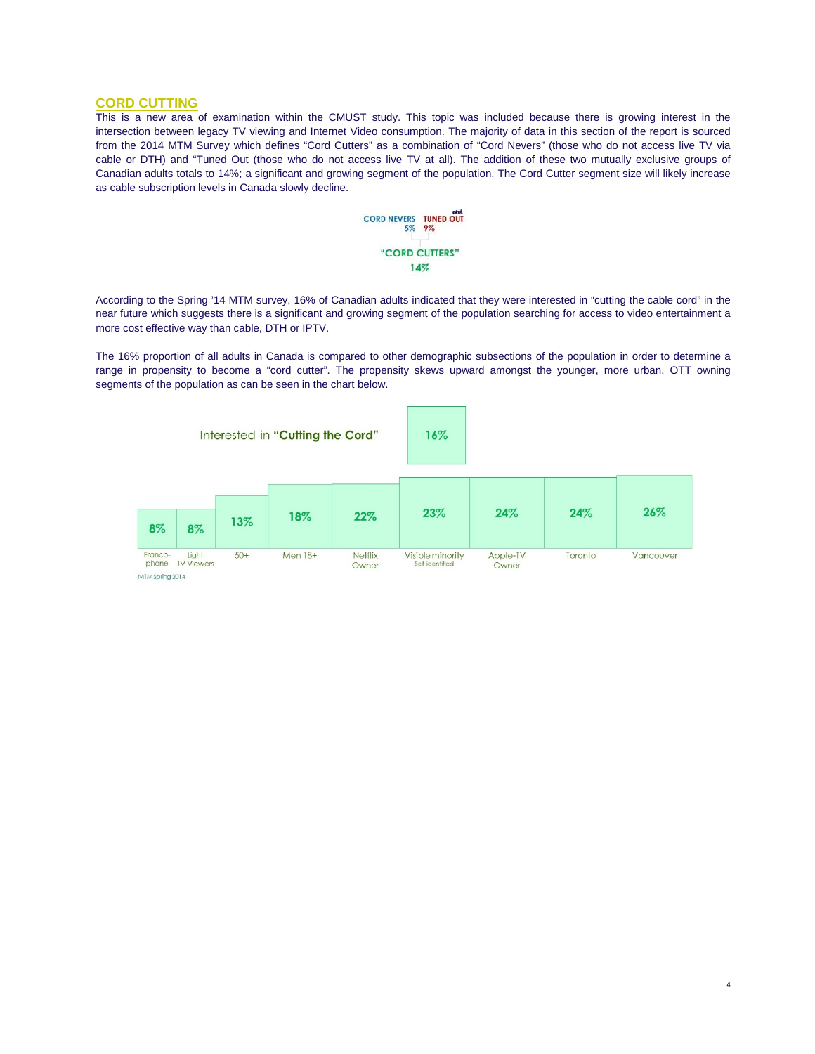## CORD CUTTING

This is a new area of examination within the CMUST study. This topic was included because there is growing interest in the intersection between legacy TV viewing and Internet Video consumption. The majority of data in this section of the report is sourced from the 2014 MTM Survey which defines "Cord Cutters" as a combination of "Cord Nevers" (those who do not access live TV via cable or DTH) and "Tuned Out (those who do not access live TV at all). The addition of these two mutually exclusive groups of Canadian adults totals to 14%; a significant and growing segment of the population. The Cord Cutter segment size will likely increase as cable subscription levels in Canada slowly decline.

CORD NEVERS 5% TUNED OUT 9%

"CORD CUTTERS" 14%

According to the Spring '14 MTM survey, 16% of Canadian adults indicated that they were interested in "cutting the cable cord" in the near future which suggests there is a significant and growing segment of the population searching for access to video entertainment a more cost effective way than cable, DTH or IPTV.

The 16% proportion of all adults in Canada is compared to other demographic subsections of the population in order to determine a range in propensity to become a "cord cutter". The propensity skews upward amongst the younger, more urban, OTT owning segments of the population as can be seen in the chart below.

Interested in **"Cutting the Cord"** 16%

| Franco-phone | Light TV Viewers | 50+ | Men 18+ | Netflix Owner | Visible minority Self-identified | Apple-TV Owner | Toronto | Vancouver |
|---|---|---|---|---|---|---|---|---|
| 8% | 8% | 13% | 18% | 22% | 23% | 24% | 24% | 26% |

MTM Spring 2014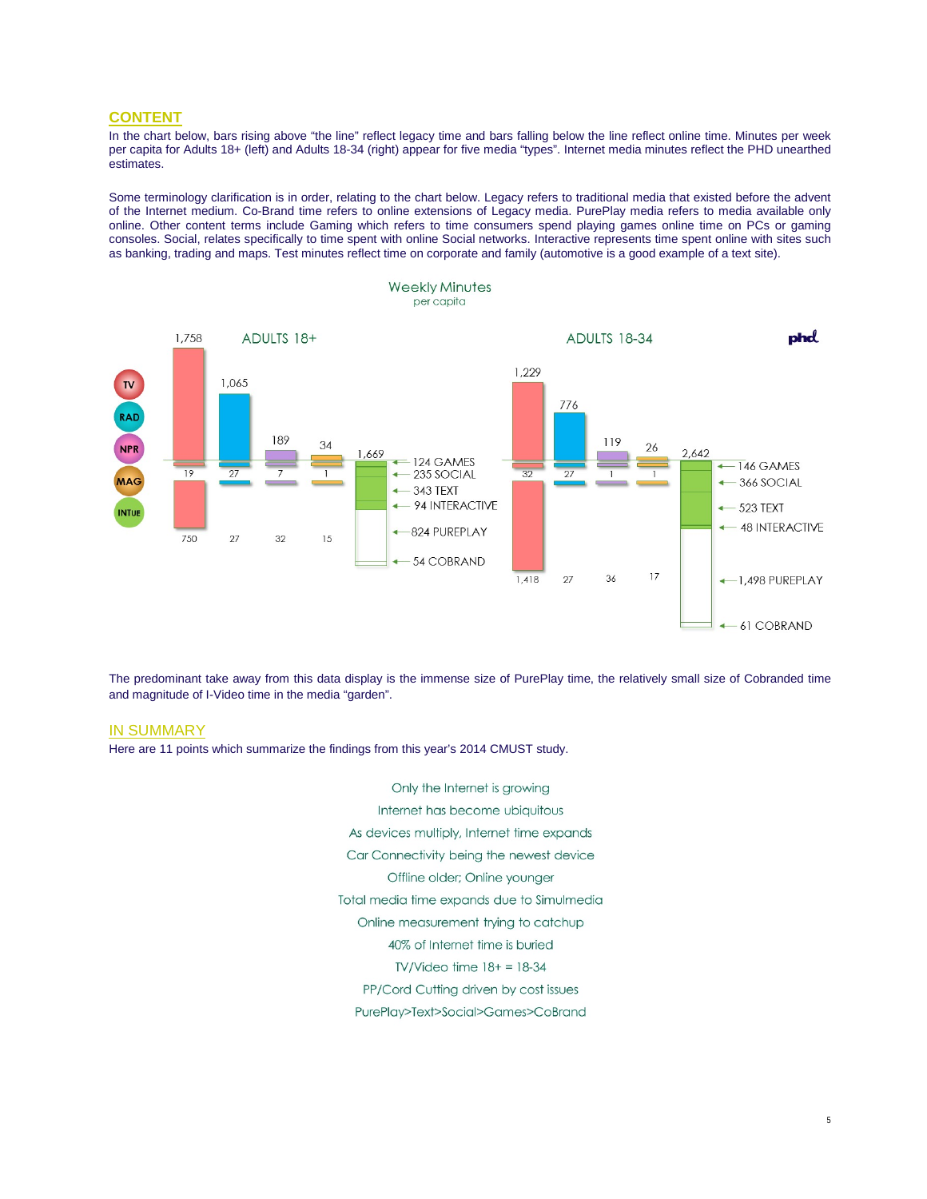## CONTENT

In the chart below, bars rising above "the line" reflect legacy time and bars falling below the line reflect online time. Minutes per week per capita for Adults 18+ (left) and Adults 18-34 (right) appear for five media "types". Internet media minutes reflect the PHD unearthed estimates.

Some terminology clarification is in order, relating to the chart below. Legacy refers to traditional media that existed before the advent of the Internet medium. Co-Brand time refers to online extensions of Legacy media. PurePlay media refers to media available only online. Other content terms include Gaming which refers to time consumers spend playing games online time on PCs or gaming consoles. Social, relates specifically to time spent with online Social networks. Interactive represents time spent online with sites such as banking, trading and maps. Test minutes reflect time on corporate and family (automotive is a good example of a text site).

Weekly Minutes
per capita

| | ADULTS 18+ Legacy | ADULTS 18+ Co-Brand | ADULTS 18+ Online | ADULTS 18-34 Legacy | ADULTS 18-34 Co-Brand | ADULTS 18-34 Online |
|---|---|---|---|---|---|---|
| TV | 1,758 | 19 | 750 | 1,229 | 32 | 1,418 |
| RAD | 1,065 | 27 | 27 | 776 | 27 | 27 |
| NPR | 189 | 7 | 32 | 119 | 1 | 36 |
| MAG | 34 | 1 | 15 | 26 | 1 | 17 |
| INTUE | | | 1,669 | | | 2,642 |

| INTUE breakdown | ADULTS 18+ | ADULTS 18-34 |
|---|---|---|
| GAMES | 124 | 146 |
| SOCIAL | 235 | 366 |
| TEXT | 343 | 523 |
| INTERACTIVE | 94 | 48 |
| PUREPLAY | 824 | 1,498 |
| COBRAND | 54 | 61 |

The predominant take away from this data display is the immense size of PurePlay time, the relatively small size of Cobranded time and magnitude of I-Video time in the media "garden".

## IN SUMMARY

Here are 11 points which summarize the findings from this year's 2014 CMUST study.

Only the Internet is growing
Internet has become ubiquitous
As devices multiply, Internet time expands
Car Connectivity being the newest device
Offline older; Online younger
Total media time expands due to Simulmedia
Online measurement trying to catchup
40% of Internet time is buried
TV/Video time 18+ = 18-34
PP/Cord Cutting driven by cost issues
PurePlay>Text>Social>Games>CoBrand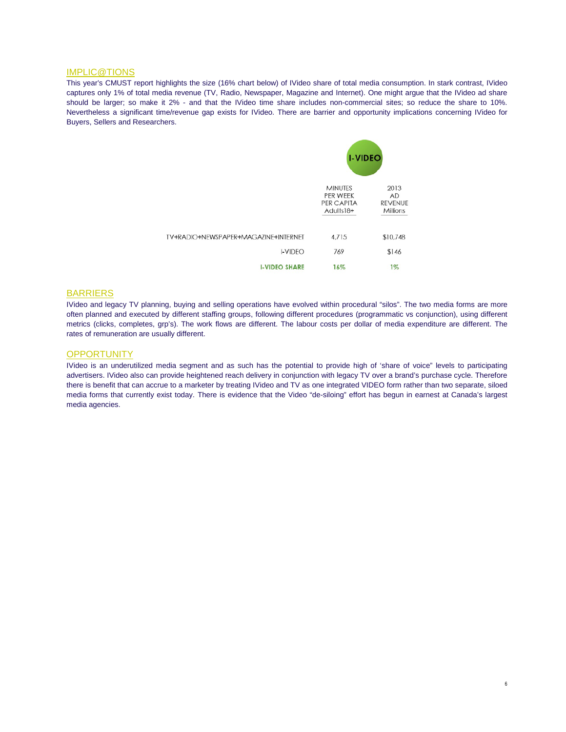## IMPLIC@TIONS

This year's CMUST report highlights the size (16% chart below) of IVideo share of total media consumption. In stark contrast, IVideo captures only 1% of total media revenue (TV, Radio, Newspaper, Magazine and Internet). One might argue that the IVideo ad share should be larger; so make it 2% - and that the IVideo time share includes non-commercial sites; so reduce the share to 10%. Nevertheless a significant time/revenue gap exists for IVideo. There are barrier and opportunity implications concerning IVideo for Buyers, Sellers and Researchers.

**I-VIDEO**

| | MINUTES PER WEEK PER CAPITA Adults18+ | 2013 AD REVENUE Millions |
|---|---|---|
| TV+RADIO+NEWSPAPER+MAGAZINE+INTERNET | 4,715 | $10,748 |
| I-VIDEO | 769 | $146 |
| **I-VIDEO SHARE** | **16%** | **1%** |

## BARRIERS

IVideo and legacy TV planning, buying and selling operations have evolved within procedural "silos". The two media forms are more often planned and executed by different staffing groups, following different procedures (programmatic vs conjunction), using different metrics (clicks, completes, grp's). The work flows are different. The labour costs per dollar of media expenditure are different. The rates of remuneration are usually different.

## OPPORTUNITY

IVideo is an underutilized media segment and as such has the potential to provide high of 'share of voice" levels to participating advertisers. IVideo also can provide heightened reach delivery in conjunction with legacy TV over a brand's purchase cycle. Therefore there is benefit that can accrue to a marketer by treating IVideo and TV as one integrated VIDEO form rather than two separate, siloed media forms that currently exist today. There is evidence that the Video "de-siloing" effort has begun in earnest at Canada's largest media agencies.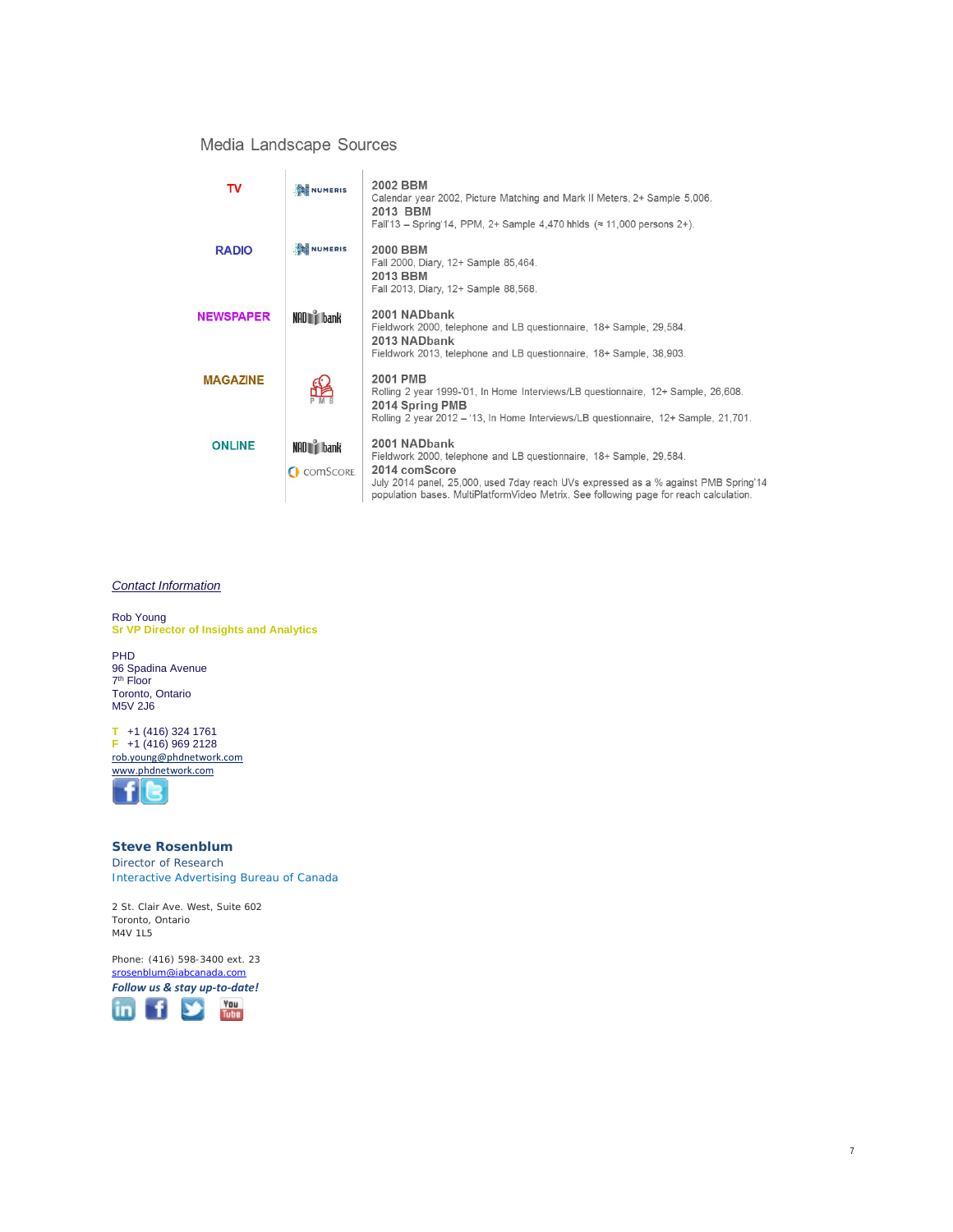## Media Landscape Sources

| | | |
|---|---|---|
| TV | NUMERIS | **2002 BBM**<br>Calendar year 2002, Picture Matching and Mark II Meters, 2+ Sample 5,006.<br>**2013 BBM**<br>Fall'13 – Spring'14, PPM, 2+ Sample 4,470 hhlds (≈ 11,000 persons 2+). |
| RADIO | NUMERIS | **2000 BBM**<br>Fall 2000, Diary, 12+ Sample 85,464.<br>**2013 BBM**<br>Fall 2013, Diary, 12+ Sample 88,568. |
| NEWSPAPER | NADbank | **2001 NADbank**<br>Fieldwork 2000, telephone and LB questionnaire, 18+ Sample, 29,584.<br>**2013 NADbank**<br>Fieldwork 2013, telephone and LB questionnaire, 18+ Sample, 38,903. |
| MAGAZINE | PMB | **2001 PMB**<br>Rolling 2 year 1999-'01, In Home Interviews/LB questionnaire, 12+ Sample, 26,608.<br>**2014 Spring PMB**<br>Rolling 2 year 2012 – '13, In Home Interviews/LB questionnaire, 12+ Sample, 21,701. |
| ONLINE | NADbank<br>comSCORE | **2001 NADbank**<br>Fieldwork 2000, telephone and LB questionnaire, 18+ Sample, 29,584.<br>**2014 comScore**<br>July 2014 panel, 25,000, used 7day reach UVs expressed as a % against PMB Spring'14 population bases. MultiPlatformVideo Metrix. See following page for reach calculation. |

*Contact Information*

Rob Young
**Sr VP Director of Insights and Analytics**

PHD
96 Spadina Avenue
7th Floor
Toronto, Ontario
M5V 2J6

T +1 (416) 324 1761
F +1 (416) 969 2128
rob.young@phdnetwork.com
www.phdnetwork.com

**Steve Rosenblum**
Director of Research
Interactive Advertising Bureau of Canada

2 St. Clair Ave. West, Suite 602
Toronto, Ontario
M4V 1L5

Phone: (416) 598-3400 ext. 23
srosenblum@iabcanada.com
***Follow us & stay up-to-date!***